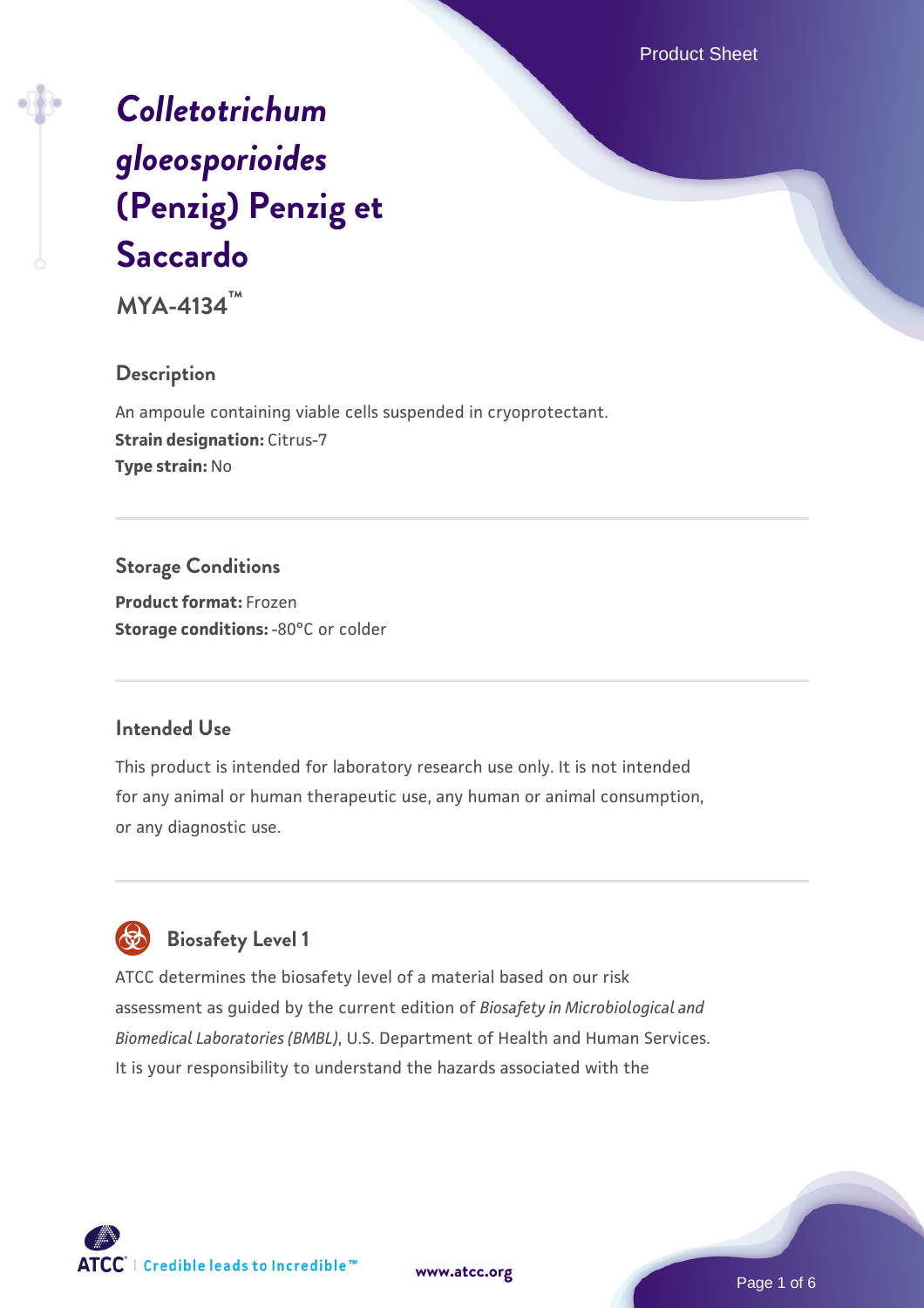# *Colletotrichum gloeosporioides* (Penzig) Penzig et Saccardo

**MYA-4134™**

## Description

An ampoule containing viable cells suspended in cryoprotectant.
**Strain designation:** Citrus-7
**Type strain:** No

## Storage Conditions

**Product format:** Frozen
**Storage conditions:** -80°C or colder

## Intended Use

This product is intended for laboratory research use only. It is not intended for any animal or human therapeutic use, any human or animal consumption, or any diagnostic use.

## Biosafety Level 1

ATCC determines the biosafety level of a material based on our risk assessment as guided by the current edition of *Biosafety in Microbiological and Biomedical Laboratories (BMBL)*, U.S. Department of Health and Human Services. It is your responsibility to understand the hazards associated with the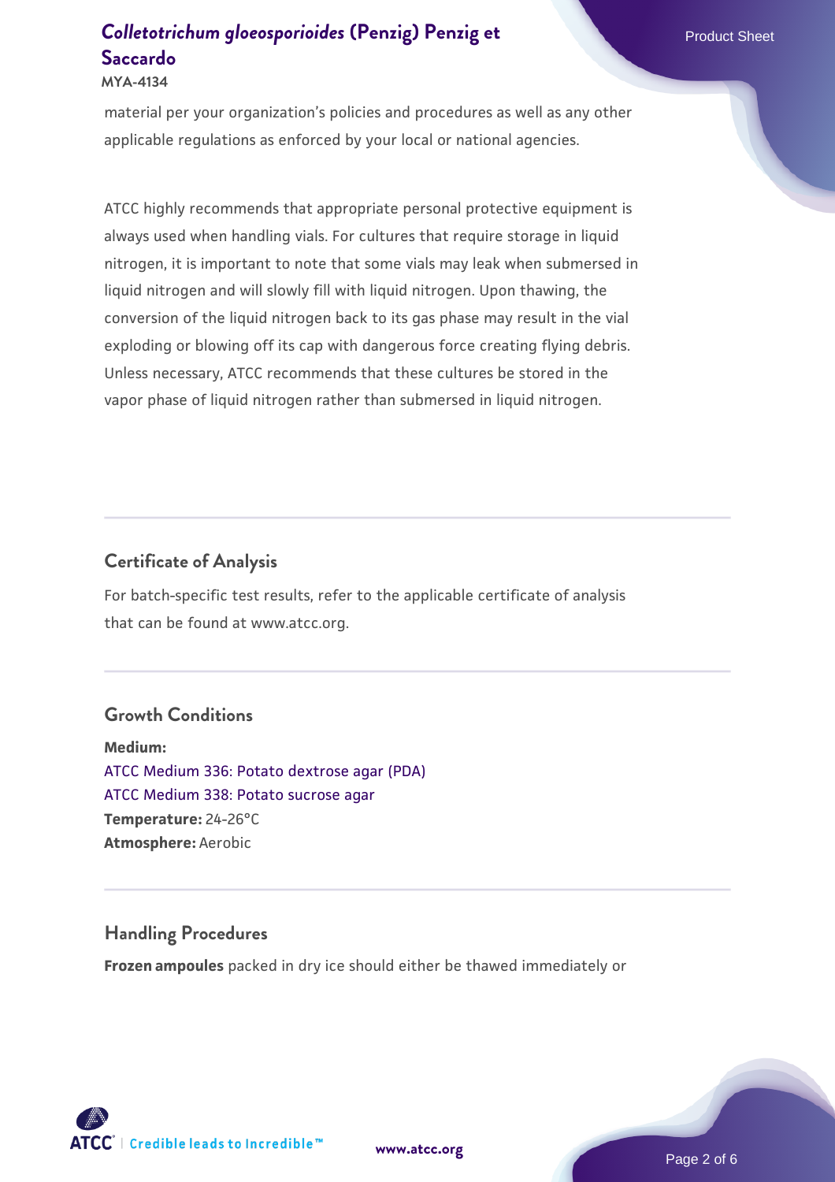material per your organization's policies and procedures as well as any other applicable regulations as enforced by your local or national agencies.

ATCC highly recommends that appropriate personal protective equipment is always used when handling vials. For cultures that require storage in liquid nitrogen, it is important to note that some vials may leak when submersed in liquid nitrogen and will slowly fill with liquid nitrogen. Upon thawing, the conversion of the liquid nitrogen back to its gas phase may result in the vial exploding or blowing off its cap with dangerous force creating flying debris. Unless necessary, ATCC recommends that these cultures be stored in the vapor phase of liquid nitrogen rather than submersed in liquid nitrogen.

## Certificate of Analysis

For batch-specific test results, refer to the applicable certificate of analysis that can be found at www.atcc.org.

## Growth Conditions

**Medium:**
ATCC Medium 336: Potato dextrose agar (PDA)
ATCC Medium 338: Potato sucrose agar
**Temperature:** 24-26°C
**Atmosphere:** Aerobic

## Handling Procedures

**Frozen ampoules** packed in dry ice should either be thawed immediately or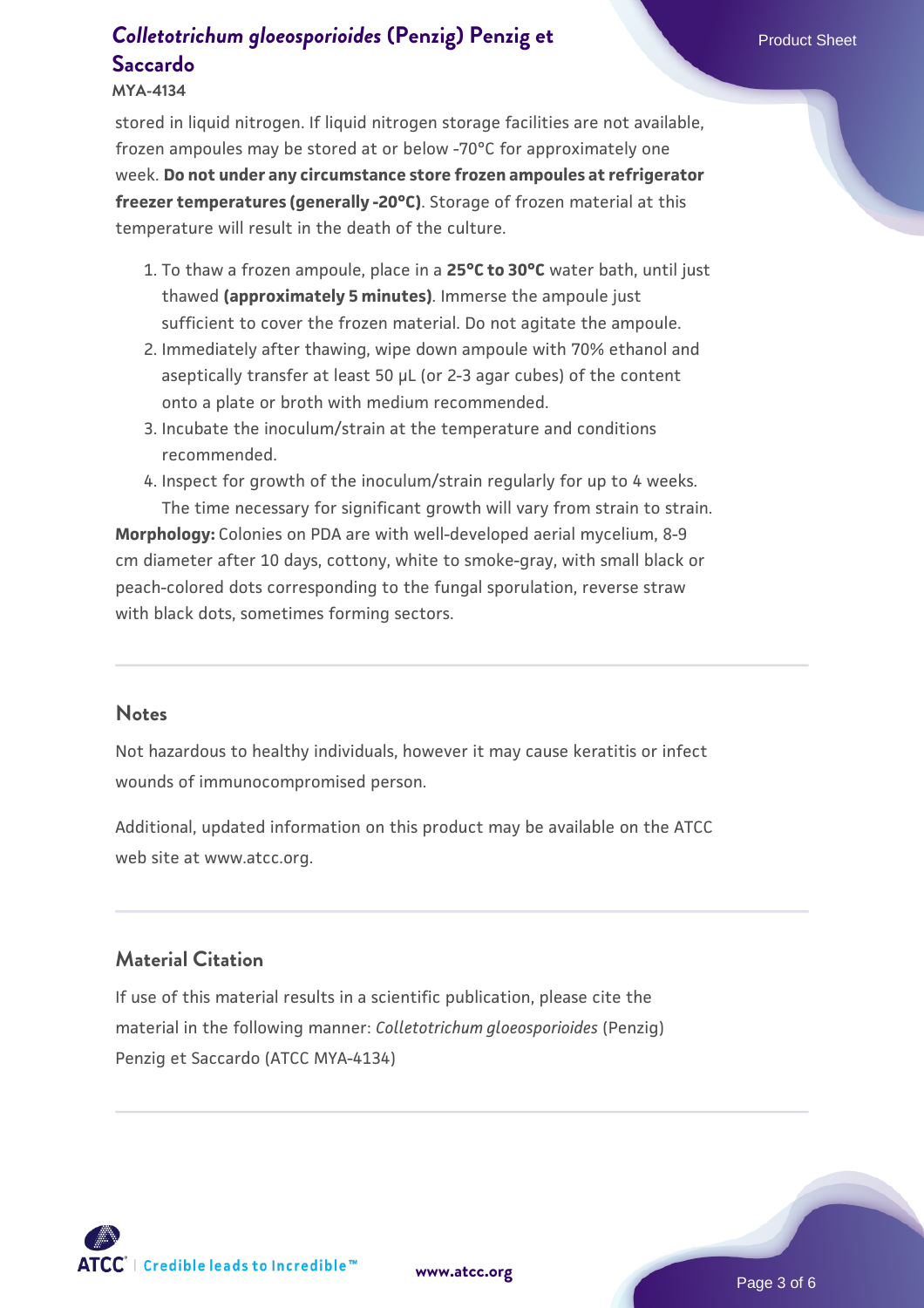stored in liquid nitrogen. If liquid nitrogen storage facilities are not available, frozen ampoules may be stored at or below -70°C for approximately one week. **Do not under any circumstance store frozen ampoules at refrigerator freezer temperatures (generally -20°C)**. Storage of frozen material at this temperature will result in the death of the culture.

1. To thaw a frozen ampoule, place in a **25°C to 30°C** water bath, until just thawed **(approximately 5 minutes)**. Immerse the ampoule just sufficient to cover the frozen material. Do not agitate the ampoule.
2. Immediately after thawing, wipe down ampoule with 70% ethanol and aseptically transfer at least 50 µL (or 2-3 agar cubes) of the content onto a plate or broth with medium recommended.
3. Incubate the inoculum/strain at the temperature and conditions recommended.
4. Inspect for growth of the inoculum/strain regularly for up to 4 weeks. The time necessary for significant growth will vary from strain to strain.

**Morphology:** Colonies on PDA are with well-developed aerial mycelium, 8-9 cm diameter after 10 days, cottony, white to smoke-gray, with small black or peach-colored dots corresponding to the fungal sporulation, reverse straw with black dots, sometimes forming sectors.

## Notes

Not hazardous to healthy individuals, however it may cause keratitis or infect wounds of immunocompromised person.

Additional, updated information on this product may be available on the ATCC web site at www.atcc.org.

## Material Citation

If use of this material results in a scientific publication, please cite the material in the following manner: *Colletotrichum gloeosporioides* (Penzig) Penzig et Saccardo (ATCC MYA-4134)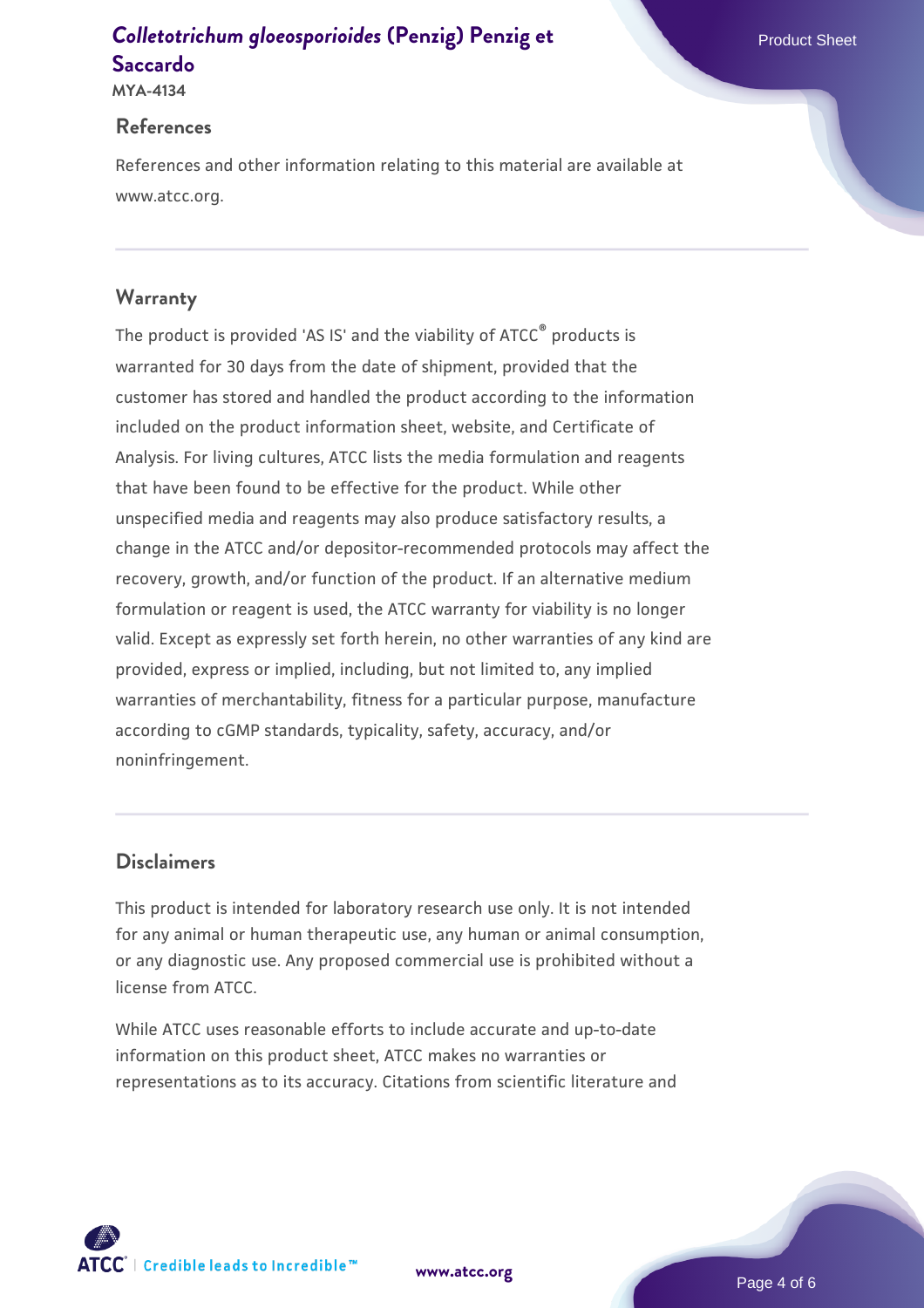## References

References and other information relating to this material are available at www.atcc.org.

## Warranty

The product is provided 'AS IS' and the viability of ATCC® products is warranted for 30 days from the date of shipment, provided that the customer has stored and handled the product according to the information included on the product information sheet, website, and Certificate of Analysis. For living cultures, ATCC lists the media formulation and reagents that have been found to be effective for the product. While other unspecified media and reagents may also produce satisfactory results, a change in the ATCC and/or depositor-recommended protocols may affect the recovery, growth, and/or function of the product. If an alternative medium formulation or reagent is used, the ATCC warranty for viability is no longer valid. Except as expressly set forth herein, no other warranties of any kind are provided, express or implied, including, but not limited to, any implied warranties of merchantability, fitness for a particular purpose, manufacture according to cGMP standards, typicality, safety, accuracy, and/or noninfringement.

## Disclaimers

This product is intended for laboratory research use only. It is not intended for any animal or human therapeutic use, any human or animal consumption, or any diagnostic use. Any proposed commercial use is prohibited without a license from ATCC.

While ATCC uses reasonable efforts to include accurate and up-to-date information on this product sheet, ATCC makes no warranties or representations as to its accuracy. Citations from scientific literature and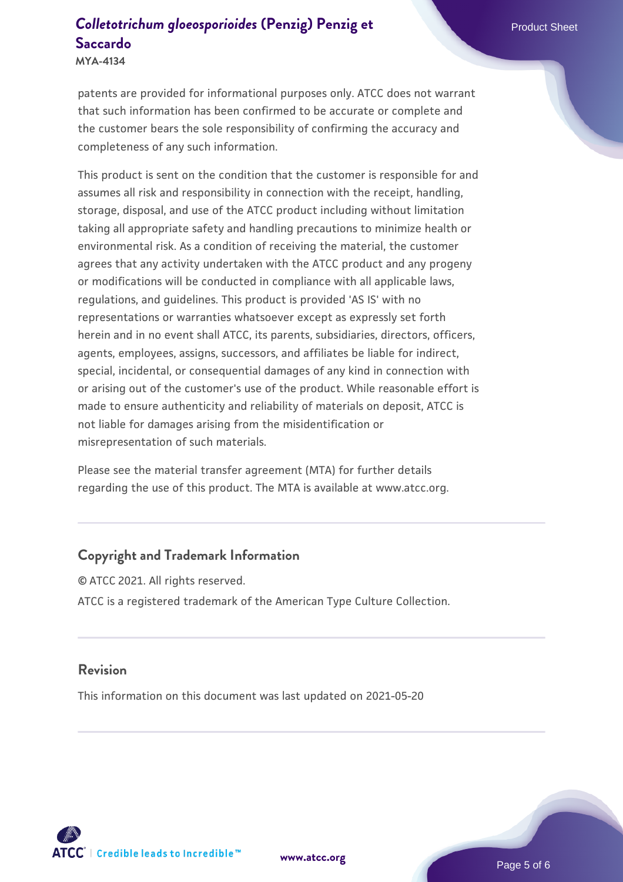patents are provided for informational purposes only. ATCC does not warrant that such information has been confirmed to be accurate or complete and the customer bears the sole responsibility of confirming the accuracy and completeness of any such information.

This product is sent on the condition that the customer is responsible for and assumes all risk and responsibility in connection with the receipt, handling, storage, disposal, and use of the ATCC product including without limitation taking all appropriate safety and handling precautions to minimize health or environmental risk. As a condition of receiving the material, the customer agrees that any activity undertaken with the ATCC product and any progeny or modifications will be conducted in compliance with all applicable laws, regulations, and guidelines. This product is provided 'AS IS' with no representations or warranties whatsoever except as expressly set forth herein and in no event shall ATCC, its parents, subsidiaries, directors, officers, agents, employees, assigns, successors, and affiliates be liable for indirect, special, incidental, or consequential damages of any kind in connection with or arising out of the customer's use of the product. While reasonable effort is made to ensure authenticity and reliability of materials on deposit, ATCC is not liable for damages arising from the misidentification or misrepresentation of such materials.

Please see the material transfer agreement (MTA) for further details regarding the use of this product. The MTA is available at www.atcc.org.

## Copyright and Trademark Information

© ATCC 2021. All rights reserved.

ATCC is a registered trademark of the American Type Culture Collection.

## Revision

This information on this document was last updated on 2021-05-20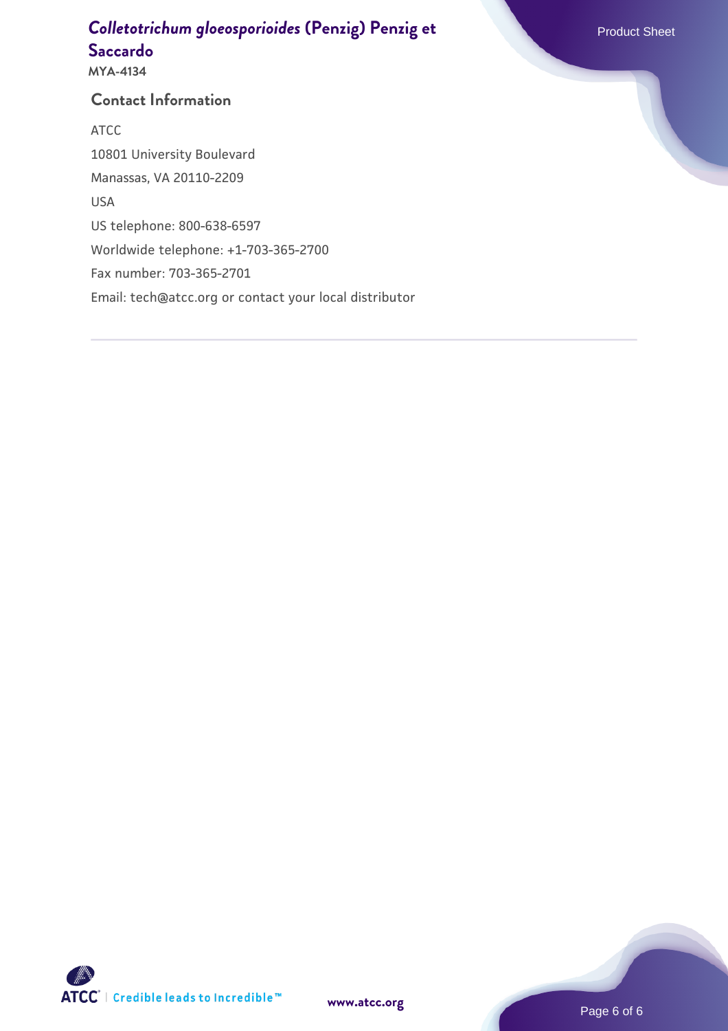### Contact Information

ATCC

10801 University Boulevard

Manassas, VA 20110-2209

USA

US telephone: 800-638-6597

Worldwide telephone: +1-703-365-2700

Fax number: 703-365-2701

Email: tech@atcc.org or contact your local distributor